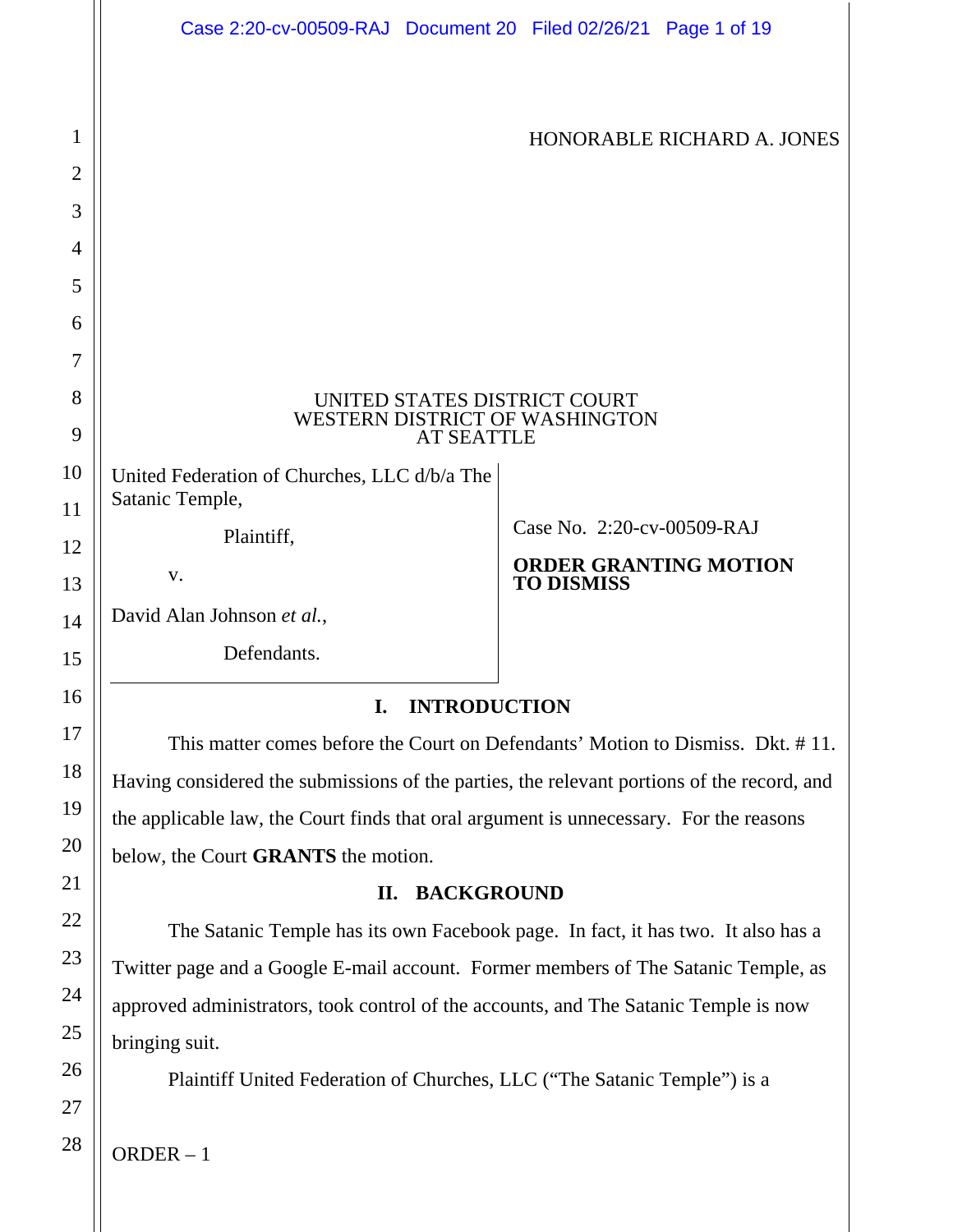HONORABLE RICHARD A. JONES

UNITED STATES DISTRICT COURT
WESTERN DISTRICT OF WASHINGTON
AT SEATTLE

United Federation of Churches, LLC d/b/a The Satanic Temple,

Plaintiff,

v.

David Alan Johnson *et al.*,

Defendants.

Case No. 2:20-cv-00509-RAJ

**ORDER GRANTING MOTION TO DISMISS**

## I. INTRODUCTION

This matter comes before the Court on Defendants' Motion to Dismiss. Dkt. # 11. Having considered the submissions of the parties, the relevant portions of the record, and the applicable law, the Court finds that oral argument is unnecessary. For the reasons below, the Court **GRANTS** the motion.

## II. BACKGROUND

The Satanic Temple has its own Facebook page. In fact, it has two. It also has a Twitter page and a Google E-mail account. Former members of The Satanic Temple, as approved administrators, took control of the accounts, and The Satanic Temple is now bringing suit.

Plaintiff United Federation of Churches, LLC ("The Satanic Temple") is a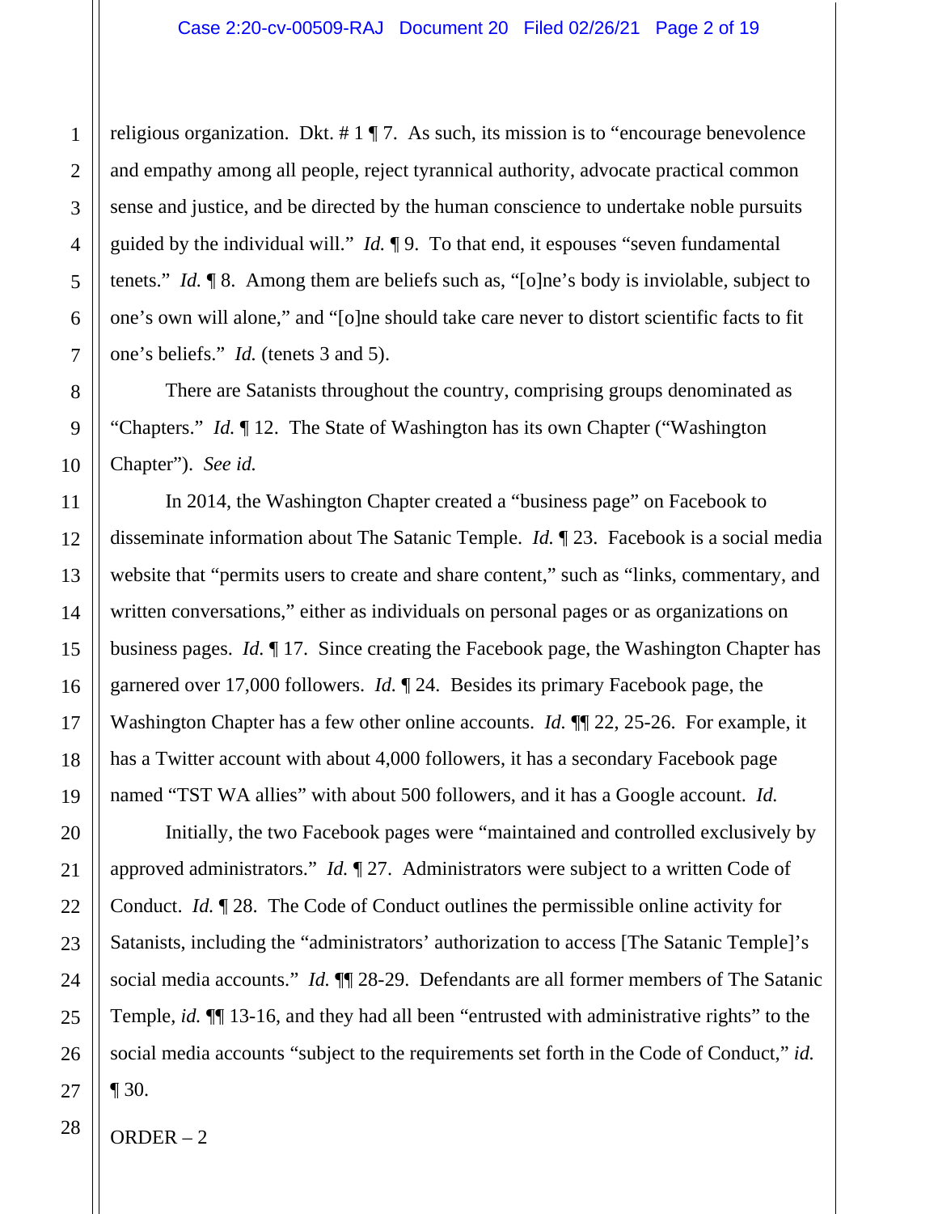religious organization. Dkt. # 1 ¶ 7. As such, its mission is to "encourage benevolence and empathy among all people, reject tyrannical authority, advocate practical common sense and justice, and be directed by the human conscience to undertake noble pursuits guided by the individual will." *Id.* ¶ 9. To that end, it espouses "seven fundamental tenets." *Id.* ¶ 8. Among them are beliefs such as, "[o]ne's body is inviolable, subject to one's own will alone," and "[o]ne should take care never to distort scientific facts to fit one's beliefs." *Id.* (tenets 3 and 5).

There are Satanists throughout the country, comprising groups denominated as "Chapters." *Id.* ¶ 12. The State of Washington has its own Chapter ("Washington Chapter"). *See id.*

In 2014, the Washington Chapter created a "business page" on Facebook to disseminate information about The Satanic Temple. *Id.* ¶ 23. Facebook is a social media website that "permits users to create and share content," such as "links, commentary, and written conversations," either as individuals on personal pages or as organizations on business pages. *Id.* ¶ 17. Since creating the Facebook page, the Washington Chapter has garnered over 17,000 followers. *Id.* ¶ 24. Besides its primary Facebook page, the Washington Chapter has a few other online accounts. *Id.* ¶¶ 22, 25-26. For example, it has a Twitter account with about 4,000 followers, it has a secondary Facebook page named "TST WA allies" with about 500 followers, and it has a Google account. *Id.*

Initially, the two Facebook pages were "maintained and controlled exclusively by approved administrators." *Id.* ¶ 27. Administrators were subject to a written Code of Conduct. *Id.* ¶ 28. The Code of Conduct outlines the permissible online activity for Satanists, including the "administrators' authorization to access [The Satanic Temple]'s social media accounts." *Id.* ¶¶ 28-29. Defendants are all former members of The Satanic Temple, *id.* ¶¶ 13-16, and they had all been "entrusted with administrative rights" to the social media accounts "subject to the requirements set forth in the Code of Conduct," *id.* ¶ 30.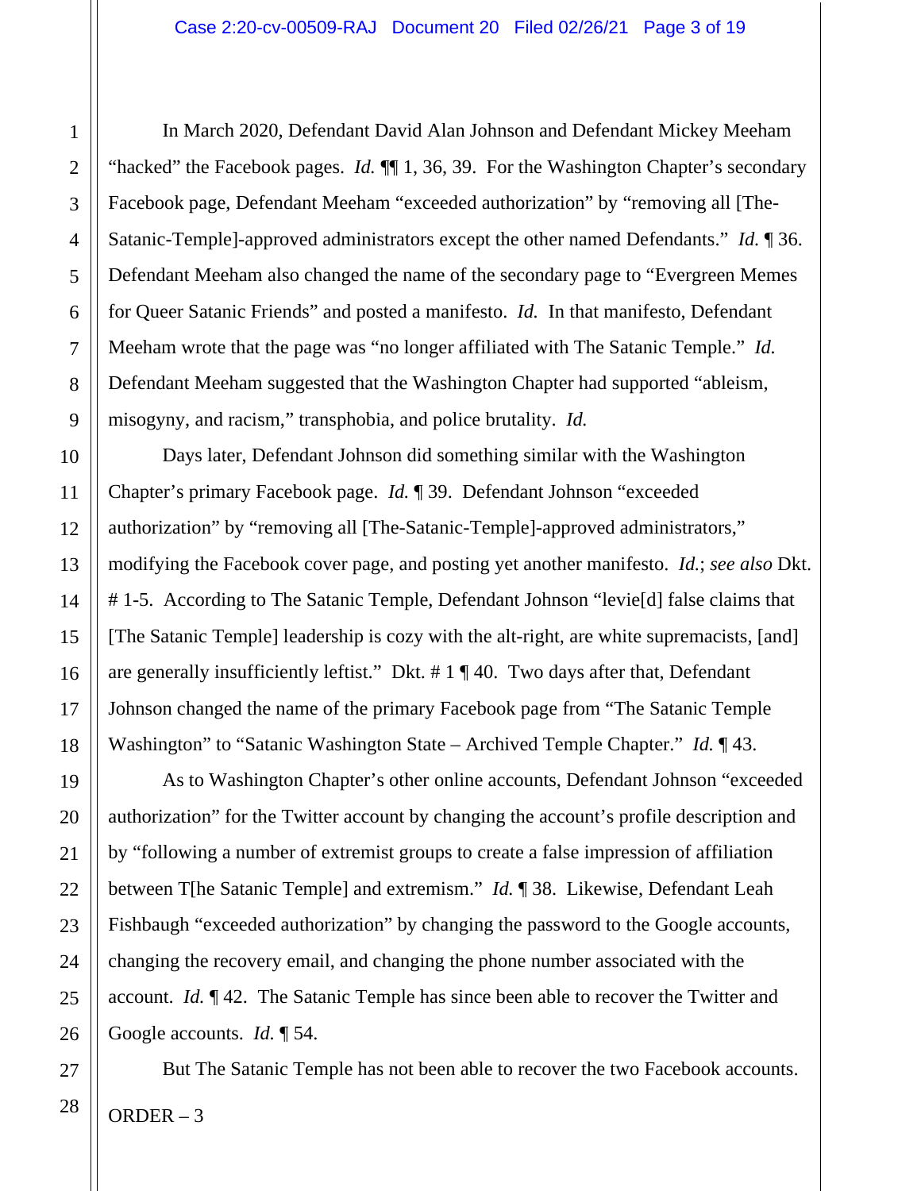In March 2020, Defendant David Alan Johnson and Defendant Mickey Meeham "hacked" the Facebook pages. *Id.* ¶¶ 1, 36, 39. For the Washington Chapter's secondary Facebook page, Defendant Meeham "exceeded authorization" by "removing all [The-Satanic-Temple]-approved administrators except the other named Defendants." *Id.* ¶ 36. Defendant Meeham also changed the name of the secondary page to "Evergreen Memes for Queer Satanic Friends" and posted a manifesto. *Id.* In that manifesto, Defendant Meeham wrote that the page was "no longer affiliated with The Satanic Temple." *Id.* Defendant Meeham suggested that the Washington Chapter had supported "ableism, misogyny, and racism," transphobia, and police brutality. *Id.*

Days later, Defendant Johnson did something similar with the Washington Chapter's primary Facebook page. *Id.* ¶ 39. Defendant Johnson "exceeded authorization" by "removing all [The-Satanic-Temple]-approved administrators," modifying the Facebook cover page, and posting yet another manifesto. *Id.*; *see also* Dkt. # 1-5. According to The Satanic Temple, Defendant Johnson "levie[d] false claims that [The Satanic Temple] leadership is cozy with the alt-right, are white supremacists, [and] are generally insufficiently leftist." Dkt. # 1 ¶ 40. Two days after that, Defendant Johnson changed the name of the primary Facebook page from "The Satanic Temple Washington" to "Satanic Washington State – Archived Temple Chapter." *Id.* ¶ 43.

As to Washington Chapter's other online accounts, Defendant Johnson "exceeded authorization" for the Twitter account by changing the account's profile description and by "following a number of extremist groups to create a false impression of affiliation between T[he Satanic Temple] and extremism." *Id.* ¶ 38. Likewise, Defendant Leah Fishbaugh "exceeded authorization" by changing the password to the Google accounts, changing the recovery email, and changing the phone number associated with the account. *Id.* ¶ 42. The Satanic Temple has since been able to recover the Twitter and Google accounts. *Id.* ¶ 54.

But The Satanic Temple has not been able to recover the two Facebook accounts.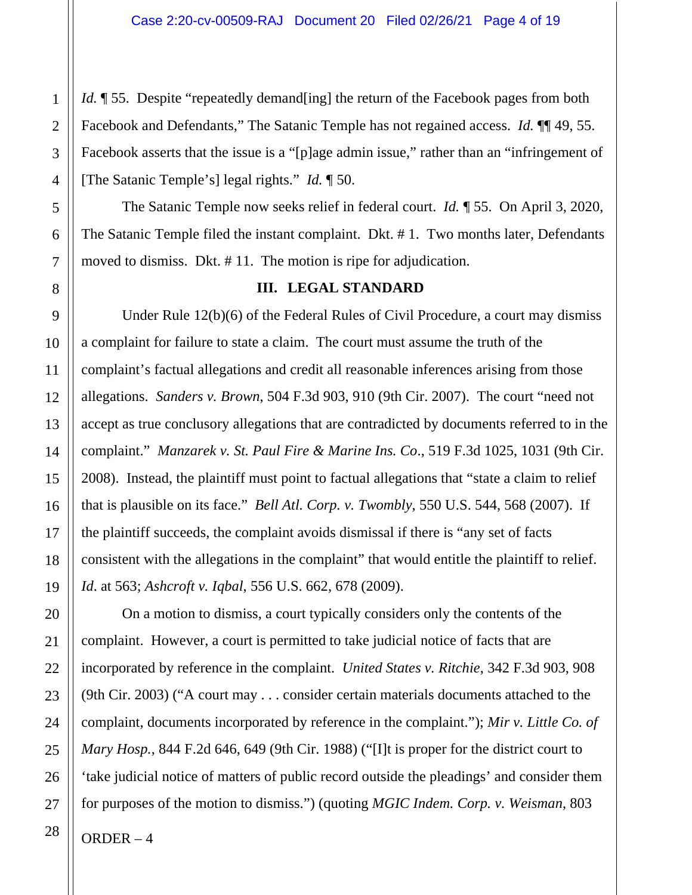*Id.* ¶ 55. Despite "repeatedly demand[ing] the return of the Facebook pages from both Facebook and Defendants," The Satanic Temple has not regained access. *Id.* ¶¶ 49, 55. Facebook asserts that the issue is a "[p]age admin issue," rather than an "infringement of [The Satanic Temple's] legal rights." *Id.* ¶ 50.

The Satanic Temple now seeks relief in federal court. *Id.* ¶ 55. On April 3, 2020, The Satanic Temple filed the instant complaint. Dkt. # 1. Two months later, Defendants moved to dismiss. Dkt. # 11. The motion is ripe for adjudication.

## III. LEGAL STANDARD

Under Rule 12(b)(6) of the Federal Rules of Civil Procedure, a court may dismiss a complaint for failure to state a claim. The court must assume the truth of the complaint's factual allegations and credit all reasonable inferences arising from those allegations. *Sanders v. Brown*, 504 F.3d 903, 910 (9th Cir. 2007). The court "need not accept as true conclusory allegations that are contradicted by documents referred to in the complaint." *Manzarek v. St. Paul Fire & Marine Ins. Co*., 519 F.3d 1025, 1031 (9th Cir. 2008). Instead, the plaintiff must point to factual allegations that "state a claim to relief that is plausible on its face." *Bell Atl. Corp. v. Twombly*, 550 U.S. 544, 568 (2007). If the plaintiff succeeds, the complaint avoids dismissal if there is "any set of facts consistent with the allegations in the complaint" that would entitle the plaintiff to relief. *Id*. at 563; *Ashcroft v. Iqbal*, 556 U.S. 662, 678 (2009).

On a motion to dismiss, a court typically considers only the contents of the complaint. However, a court is permitted to take judicial notice of facts that are incorporated by reference in the complaint. *United States v. Ritchie*, 342 F.3d 903, 908 (9th Cir. 2003) ("A court may . . . consider certain materials documents attached to the complaint, documents incorporated by reference in the complaint."); *Mir v. Little Co. of Mary Hosp.*, 844 F.2d 646, 649 (9th Cir. 1988) ("[I]t is proper for the district court to 'take judicial notice of matters of public record outside the pleadings' and consider them for purposes of the motion to dismiss.") (quoting *MGIC Indem. Corp. v. Weisman*, 803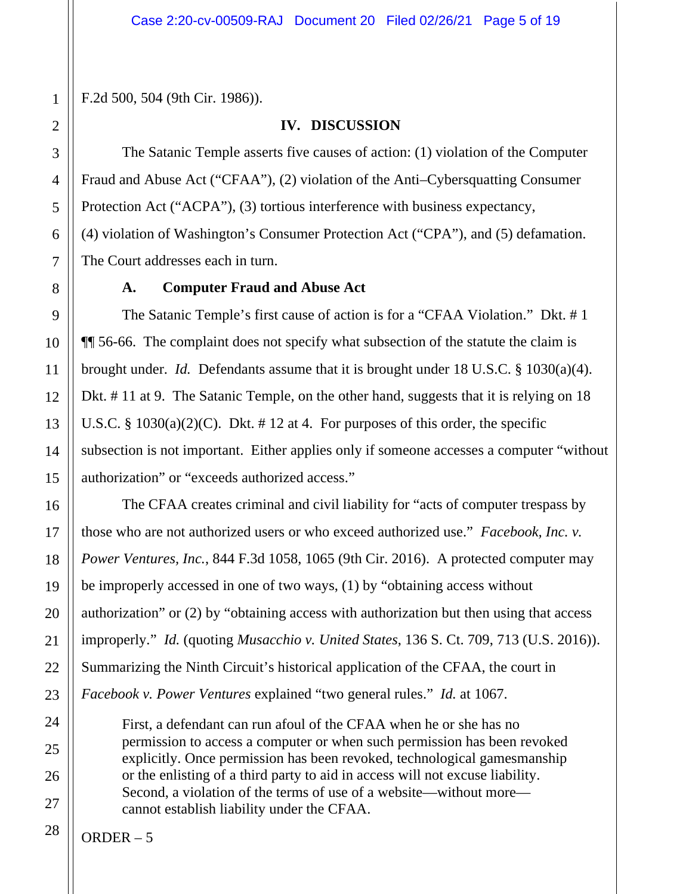F.2d 500, 504 (9th Cir. 1986)).

## IV. DISCUSSION

The Satanic Temple asserts five causes of action: (1) violation of the Computer Fraud and Abuse Act ("CFAA"), (2) violation of the Anti–Cybersquatting Consumer Protection Act ("ACPA"), (3) tortious interference with business expectancy, (4) violation of Washington's Consumer Protection Act ("CPA"), and (5) defamation. The Court addresses each in turn.

### A. Computer Fraud and Abuse Act

The Satanic Temple's first cause of action is for a "CFAA Violation." Dkt. # 1 ¶¶ 56-66. The complaint does not specify what subsection of the statute the claim is brought under. *Id.* Defendants assume that it is brought under 18 U.S.C. § 1030(a)(4). Dkt. # 11 at 9. The Satanic Temple, on the other hand, suggests that it is relying on 18 U.S.C. § 1030(a)(2)(C). Dkt. # 12 at 4. For purposes of this order, the specific subsection is not important. Either applies only if someone accesses a computer "without authorization" or "exceeds authorized access."

The CFAA creates criminal and civil liability for "acts of computer trespass by those who are not authorized users or who exceed authorized use." *Facebook, Inc. v. Power Ventures, Inc.*, 844 F.3d 1058, 1065 (9th Cir. 2016). A protected computer may be improperly accessed in one of two ways, (1) by "obtaining access without authorization" or (2) by "obtaining access with authorization but then using that access improperly." *Id.* (quoting *Musacchio v. United States*, 136 S. Ct. 709, 713 (U.S. 2016)). Summarizing the Ninth Circuit's historical application of the CFAA, the court in *Facebook v. Power Ventures* explained "two general rules." *Id.* at 1067.

> First, a defendant can run afoul of the CFAA when he or she has no permission to access a computer or when such permission has been revoked explicitly. Once permission has been revoked, technological gamesmanship or the enlisting of a third party to aid in access will not excuse liability. Second, a violation of the terms of use of a website—without more—cannot establish liability under the CFAA.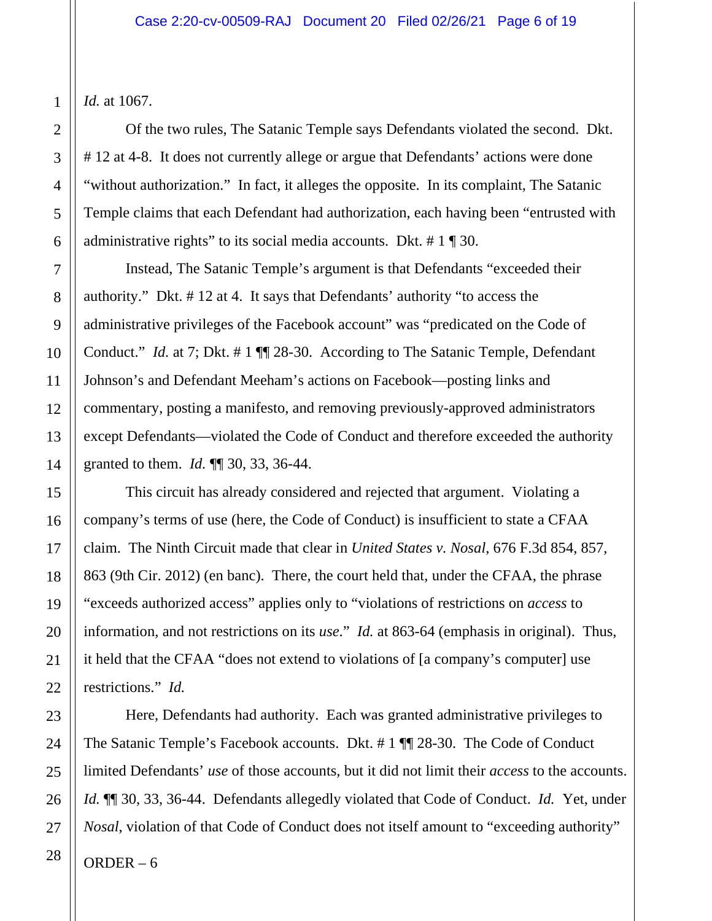*Id.* at 1067.

Of the two rules, The Satanic Temple says Defendants violated the second. Dkt. # 12 at 4-8. It does not currently allege or argue that Defendants' actions were done "without authorization." In fact, it alleges the opposite. In its complaint, The Satanic Temple claims that each Defendant had authorization, each having been "entrusted with administrative rights" to its social media accounts. Dkt. # 1 ¶ 30.

Instead, The Satanic Temple's argument is that Defendants "exceeded their authority." Dkt. # 12 at 4. It says that Defendants' authority "to access the administrative privileges of the Facebook account" was "predicated on the Code of Conduct." *Id.* at 7; Dkt. # 1 ¶¶ 28-30. According to The Satanic Temple, Defendant Johnson's and Defendant Meeham's actions on Facebook—posting links and commentary, posting a manifesto, and removing previously-approved administrators except Defendants—violated the Code of Conduct and therefore exceeded the authority granted to them. *Id.* ¶¶ 30, 33, 36-44.

This circuit has already considered and rejected that argument. Violating a company's terms of use (here, the Code of Conduct) is insufficient to state a CFAA claim. The Ninth Circuit made that clear in *United States v. Nosal*, 676 F.3d 854, 857, 863 (9th Cir. 2012) (en banc). There, the court held that, under the CFAA, the phrase "exceeds authorized access" applies only to "violations of restrictions on *access* to information, and not restrictions on its *use*." *Id.* at 863-64 (emphasis in original). Thus, it held that the CFAA "does not extend to violations of [a company's computer] use restrictions." *Id.*

Here, Defendants had authority. Each was granted administrative privileges to The Satanic Temple's Facebook accounts. Dkt. # 1 ¶¶ 28-30. The Code of Conduct limited Defendants' *use* of those accounts, but it did not limit their *access* to the accounts. *Id.* ¶¶ 30, 33, 36-44. Defendants allegedly violated that Code of Conduct. *Id.* Yet, under *Nosal*, violation of that Code of Conduct does not itself amount to "exceeding authority"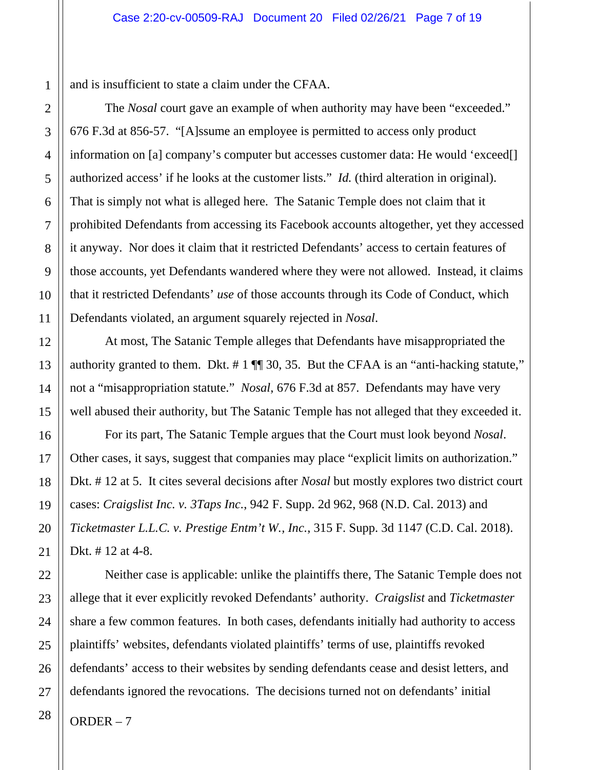and is insufficient to state a claim under the CFAA.

The *Nosal* court gave an example of when authority may have been "exceeded." 676 F.3d at 856-57. "[A]ssume an employee is permitted to access only product information on [a] company's computer but accesses customer data: He would 'exceed[] authorized access' if he looks at the customer lists." *Id.* (third alteration in original). That is simply not what is alleged here. The Satanic Temple does not claim that it prohibited Defendants from accessing its Facebook accounts altogether, yet they accessed it anyway. Nor does it claim that it restricted Defendants' access to certain features of those accounts, yet Defendants wandered where they were not allowed. Instead, it claims that it restricted Defendants' *use* of those accounts through its Code of Conduct, which Defendants violated, an argument squarely rejected in *Nosal*.

At most, The Satanic Temple alleges that Defendants have misappropriated the authority granted to them. Dkt. # 1 ¶¶ 30, 35. But the CFAA is an "anti-hacking statute," not a "misappropriation statute." *Nosal*, 676 F.3d at 857. Defendants may have very well abused their authority, but The Satanic Temple has not alleged that they exceeded it.

For its part, The Satanic Temple argues that the Court must look beyond *Nosal*. Other cases, it says, suggest that companies may place "explicit limits on authorization." Dkt. # 12 at 5. It cites several decisions after *Nosal* but mostly explores two district court cases: *Craigslist Inc. v. 3Taps Inc.*, 942 F. Supp. 2d 962, 968 (N.D. Cal. 2013) and *Ticketmaster L.L.C. v. Prestige Entm't W., Inc.*, 315 F. Supp. 3d 1147 (C.D. Cal. 2018). Dkt. # 12 at 4-8.

Neither case is applicable: unlike the plaintiffs there, The Satanic Temple does not allege that it ever explicitly revoked Defendants' authority. *Craigslist* and *Ticketmaster* share a few common features. In both cases, defendants initially had authority to access plaintiffs' websites, defendants violated plaintiffs' terms of use, plaintiffs revoked defendants' access to their websites by sending defendants cease and desist letters, and defendants ignored the revocations. The decisions turned not on defendants' initial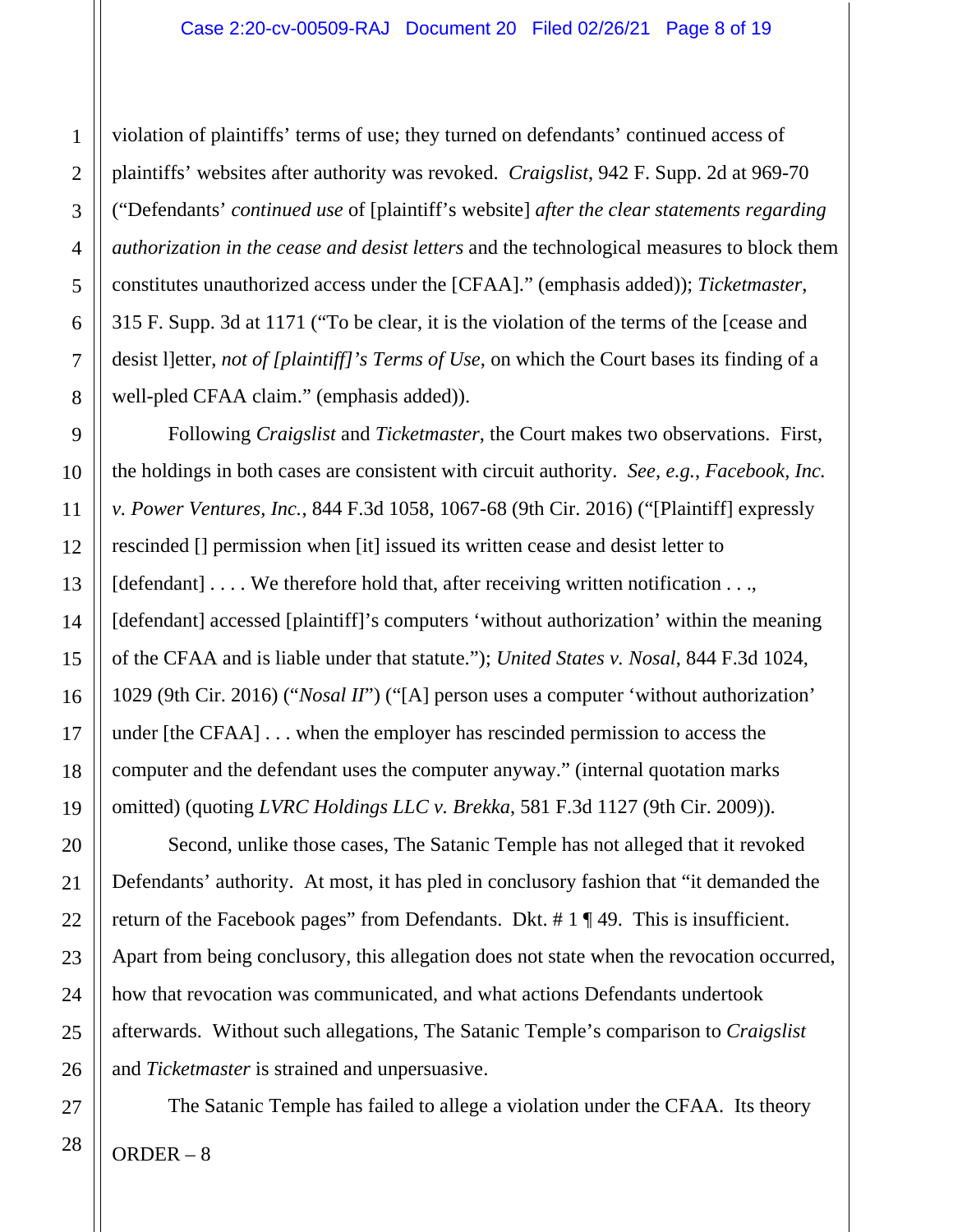violation of plaintiffs' terms of use; they turned on defendants' continued access of plaintiffs' websites after authority was revoked. *Craigslist*, 942 F. Supp. 2d at 969-70 ("Defendants' *continued use* of [plaintiff's website] *after the clear statements regarding authorization in the cease and desist letters* and the technological measures to block them constitutes unauthorized access under the [CFAA]." (emphasis added)); *Ticketmaster*, 315 F. Supp. 3d at 1171 ("To be clear, it is the violation of the terms of the [cease and desist l]etter, *not of [plaintiff]'s Terms of Use*, on which the Court bases its finding of a well-pled CFAA claim." (emphasis added)).

Following *Craigslist* and *Ticketmaster*, the Court makes two observations. First, the holdings in both cases are consistent with circuit authority. *See, e.g.*, *Facebook, Inc. v. Power Ventures, Inc.*, 844 F.3d 1058, 1067-68 (9th Cir. 2016) ("[Plaintiff] expressly rescinded [] permission when [it] issued its written cease and desist letter to [defendant] . . . . We therefore hold that, after receiving written notification . . ., [defendant] accessed [plaintiff]'s computers 'without authorization' within the meaning of the CFAA and is liable under that statute."); *United States v. Nosal*, 844 F.3d 1024, 1029 (9th Cir. 2016) ("*Nosal II*") ("[A] person uses a computer 'without authorization' under [the CFAA] . . . when the employer has rescinded permission to access the computer and the defendant uses the computer anyway." (internal quotation marks omitted) (quoting *LVRC Holdings LLC v. Brekka*, 581 F.3d 1127 (9th Cir. 2009)).

Second, unlike those cases, The Satanic Temple has not alleged that it revoked Defendants' authority. At most, it has pled in conclusory fashion that "it demanded the return of the Facebook pages" from Defendants. Dkt. # 1 ¶ 49. This is insufficient. Apart from being conclusory, this allegation does not state when the revocation occurred, how that revocation was communicated, and what actions Defendants undertook afterwards. Without such allegations, The Satanic Temple's comparison to *Craigslist* and *Ticketmaster* is strained and unpersuasive.

The Satanic Temple has failed to allege a violation under the CFAA. Its theory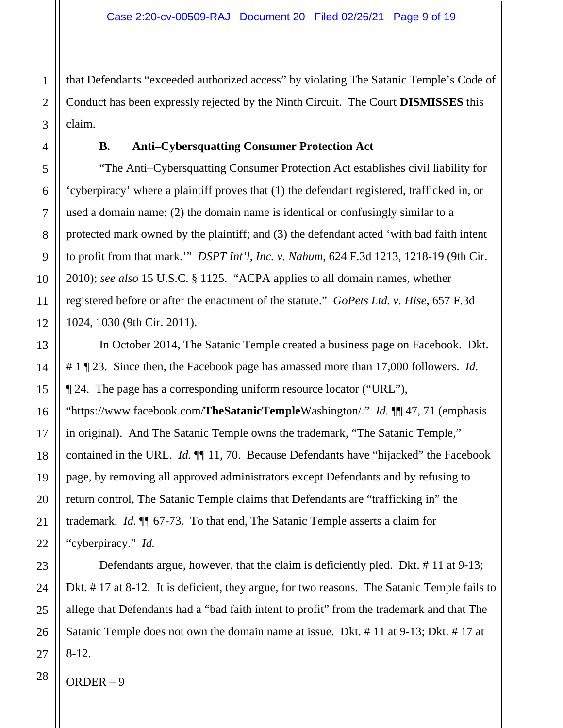that Defendants "exceeded authorized access" by violating The Satanic Temple's Code of Conduct has been expressly rejected by the Ninth Circuit. The Court **DISMISSES** this claim.

### B. Anti–Cybersquatting Consumer Protection Act

"The Anti–Cybersquatting Consumer Protection Act establishes civil liability for 'cyberpiracy' where a plaintiff proves that (1) the defendant registered, trafficked in, or used a domain name; (2) the domain name is identical or confusingly similar to a protected mark owned by the plaintiff; and (3) the defendant acted 'with bad faith intent to profit from that mark.'" *DSPT Int'l, Inc. v. Nahum*, 624 F.3d 1213, 1218-19 (9th Cir. 2010); *see also* 15 U.S.C. § 1125. "ACPA applies to all domain names, whether registered before or after the enactment of the statute." *GoPets Ltd. v. Hise*, 657 F.3d 1024, 1030 (9th Cir. 2011).

In October 2014, The Satanic Temple created a business page on Facebook. Dkt. # 1 ¶ 23. Since then, the Facebook page has amassed more than 17,000 followers. *Id.* ¶ 24. The page has a corresponding uniform resource locator ("URL"), "https://www.facebook.com/**TheSatanicTemple**Washington/." *Id.* ¶¶ 47, 71 (emphasis in original). And The Satanic Temple owns the trademark, "The Satanic Temple," contained in the URL. *Id.* ¶¶ 11, 70. Because Defendants have "hijacked" the Facebook page, by removing all approved administrators except Defendants and by refusing to return control, The Satanic Temple claims that Defendants are "trafficking in" the trademark. *Id.* ¶¶ 67-73. To that end, The Satanic Temple asserts a claim for "cyberpiracy." *Id.*

Defendants argue, however, that the claim is deficiently pled. Dkt. # 11 at 9-13; Dkt. # 17 at 8-12. It is deficient, they argue, for two reasons. The Satanic Temple fails to allege that Defendants had a "bad faith intent to profit" from the trademark and that The Satanic Temple does not own the domain name at issue. Dkt. # 11 at 9-13; Dkt. # 17 at 8-12.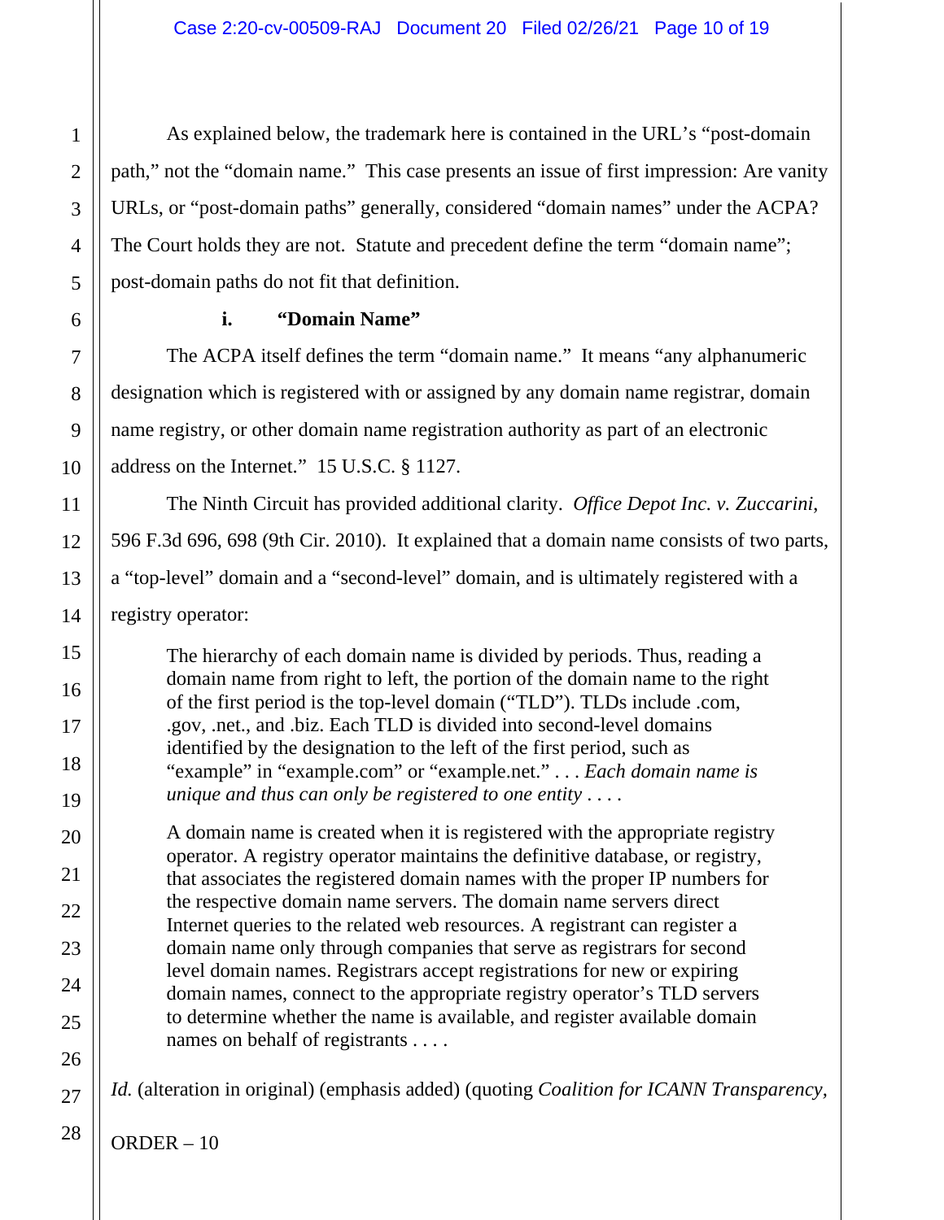As explained below, the trademark here is contained in the URL's "post-domain path," not the "domain name." This case presents an issue of first impression: Are vanity URLs, or "post-domain paths" generally, considered "domain names" under the ACPA? The Court holds they are not. Statute and precedent define the term "domain name"; post-domain paths do not fit that definition.

#### i. "Domain Name"

The ACPA itself defines the term "domain name." It means "any alphanumeric designation which is registered with or assigned by any domain name registrar, domain name registry, or other domain name registration authority as part of an electronic address on the Internet." 15 U.S.C. § 1127.

The Ninth Circuit has provided additional clarity. *Office Depot Inc. v. Zuccarini*, 596 F.3d 696, 698 (9th Cir. 2010). It explained that a domain name consists of two parts, a "top-level" domain and a "second-level" domain, and is ultimately registered with a registry operator:

> The hierarchy of each domain name is divided by periods. Thus, reading a domain name from right to left, the portion of the domain name to the right of the first period is the top-level domain ("TLD"). TLDs include .com, .gov, .net., and .biz. Each TLD is divided into second-level domains identified by the designation to the left of the first period, such as "example" in "example.com" or "example.net." . . . *Each domain name is unique and thus can only be registered to one entity* . . . .
>
> A domain name is created when it is registered with the appropriate registry operator. A registry operator maintains the definitive database, or registry, that associates the registered domain names with the proper IP numbers for the respective domain name servers. The domain name servers direct Internet queries to the related web resources. A registrant can register a domain name only through companies that serve as registrars for second level domain names. Registrars accept registrations for new or expiring domain names, connect to the appropriate registry operator's TLD servers to determine whether the name is available, and register available domain names on behalf of registrants . . . .

*Id.* (alteration in original) (emphasis added) (quoting *Coalition for ICANN Transparency,*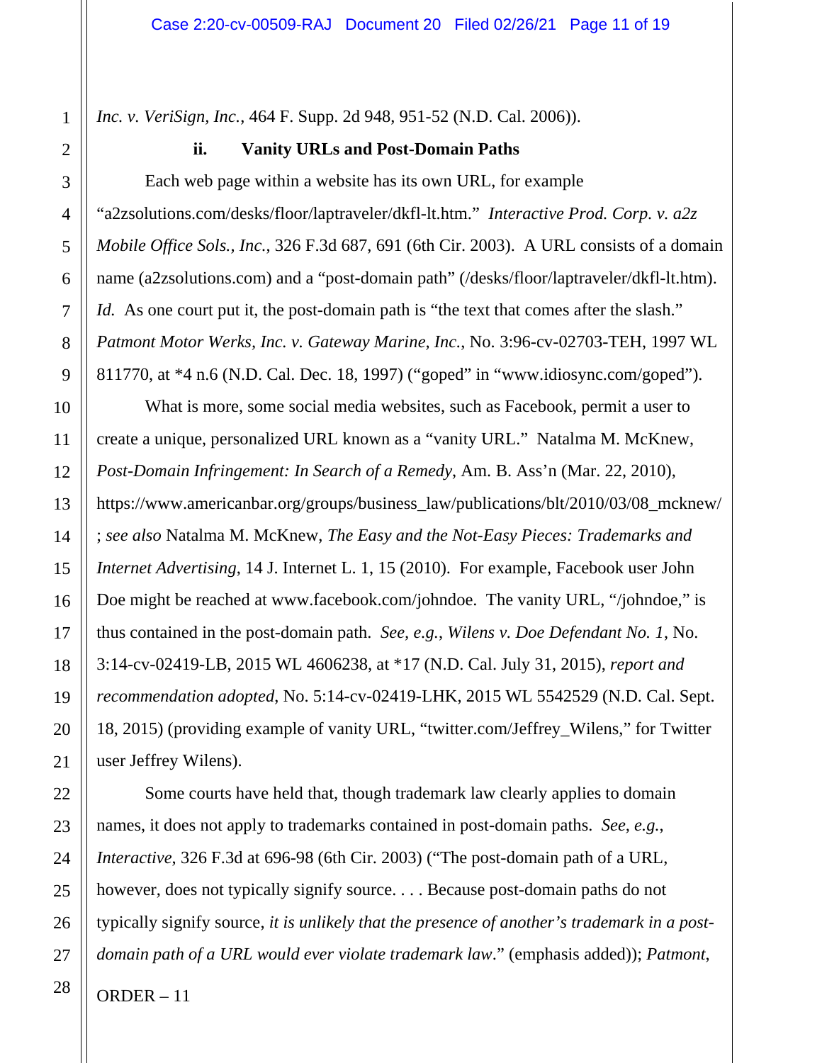*Inc. v. VeriSign, Inc.*, 464 F. Supp. 2d 948, 951-52 (N.D. Cal. 2006)).

### ii. Vanity URLs and Post-Domain Paths

Each web page within a website has its own URL, for example "a2zsolutions.com/desks/floor/laptraveler/dkfl-lt.htm." *Interactive Prod. Corp. v. a2z Mobile Office Sols., Inc.*, 326 F.3d 687, 691 (6th Cir. 2003). A URL consists of a domain name (a2zsolutions.com) and a "post-domain path" (/desks/floor/laptraveler/dkfl-lt.htm). *Id.* As one court put it, the post-domain path is "the text that comes after the slash." *Patmont Motor Werks, Inc. v. Gateway Marine, Inc.*, No. 3:96-cv-02703-TEH, 1997 WL 811770, at *4 n.6 (N.D. Cal. Dec. 18, 1997) ("goped" in "www.idiosync.com/goped").

What is more, some social media websites, such as Facebook, permit a user to create a unique, personalized URL known as a "vanity URL." Natalma M. McKnew, *Post-Domain Infringement: In Search of a Remedy*, Am. B. Ass'n (Mar. 22, 2010), https://www.americanbar.org/groups/business_law/publications/blt/2010/03/08_mcknew/ ; *see also* Natalma M. McKnew, *The Easy and the Not-Easy Pieces: Trademarks and Internet Advertising*, 14 J. Internet L. 1, 15 (2010). For example, Facebook user John Doe might be reached at www.facebook.com/johndoe. The vanity URL, "/johndoe," is thus contained in the post-domain path. *See, e.g.*, *Wilens v. Doe Defendant No. 1*, No. 3:14-cv-02419-LB, 2015 WL 4606238, at *17 (N.D. Cal. July 31, 2015), *report and recommendation adopted*, No. 5:14-cv-02419-LHK, 2015 WL 5542529 (N.D. Cal. Sept. 18, 2015) (providing example of vanity URL, "twitter.com/Jeffrey_Wilens," for Twitter user Jeffrey Wilens).

Some courts have held that, though trademark law clearly applies to domain names, it does not apply to trademarks contained in post-domain paths. *See, e.g.*, *Interactive*, 326 F.3d at 696-98 (6th Cir. 2003) ("The post-domain path of a URL, however, does not typically signify source. . . . Because post-domain paths do not typically signify source, *it is unlikely that the presence of another's trademark in a post-domain path of a URL would ever violate trademark law*." (emphasis added)); *Patmont*,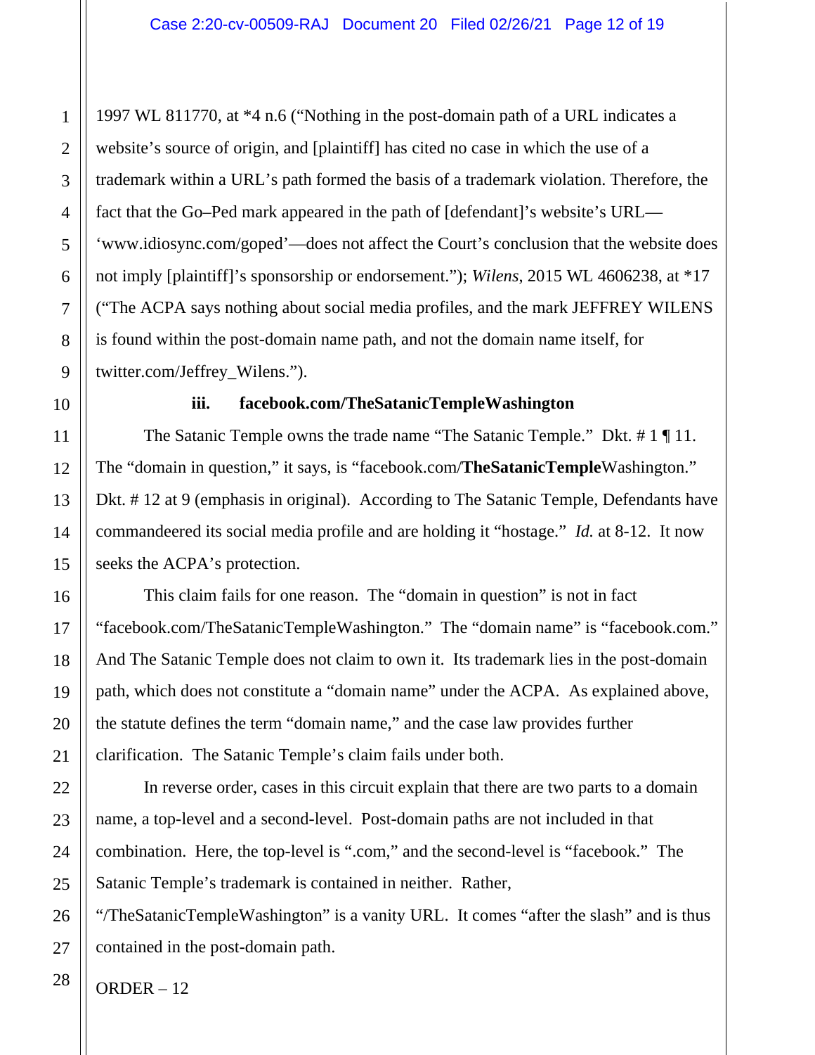1997 WL 811770, at *4 n.6 ("Nothing in the post-domain path of a URL indicates a website's source of origin, and [plaintiff] has cited no case in which the use of a trademark within a URL's path formed the basis of a trademark violation. Therefore, the fact that the Go–Ped mark appeared in the path of [defendant]'s website's URL—'www.idiosync.com/goped'—does not affect the Court's conclusion that the website does not imply [plaintiff]'s sponsorship or endorsement."); *Wilens*, 2015 WL 4606238, at *17 ("The ACPA says nothing about social media profiles, and the mark JEFFREY WILENS is found within the post-domain name path, and not the domain name itself, for twitter.com/Jeffrey_Wilens.").

**iii. facebook.com/TheSatanicTempleWashington**

The Satanic Temple owns the trade name "The Satanic Temple." Dkt. # 1 ¶ 11. The "domain in question," it says, is "facebook.com/**TheSatanicTemple**Washington." Dkt. # 12 at 9 (emphasis in original). According to The Satanic Temple, Defendants have commandeered its social media profile and are holding it "hostage." *Id.* at 8-12. It now seeks the ACPA's protection.

This claim fails for one reason. The "domain in question" is not in fact "facebook.com/TheSatanicTempleWashington." The "domain name" is "facebook.com." And The Satanic Temple does not claim to own it. Its trademark lies in the post-domain path, which does not constitute a "domain name" under the ACPA. As explained above, the statute defines the term "domain name," and the case law provides further clarification. The Satanic Temple's claim fails under both.

In reverse order, cases in this circuit explain that there are two parts to a domain name, a top-level and a second-level. Post-domain paths are not included in that combination. Here, the top-level is ".com," and the second-level is "facebook." The Satanic Temple's trademark is contained in neither. Rather, "/TheSatanicTempleWashington" is a vanity URL. It comes "after the slash" and is thus contained in the post-domain path.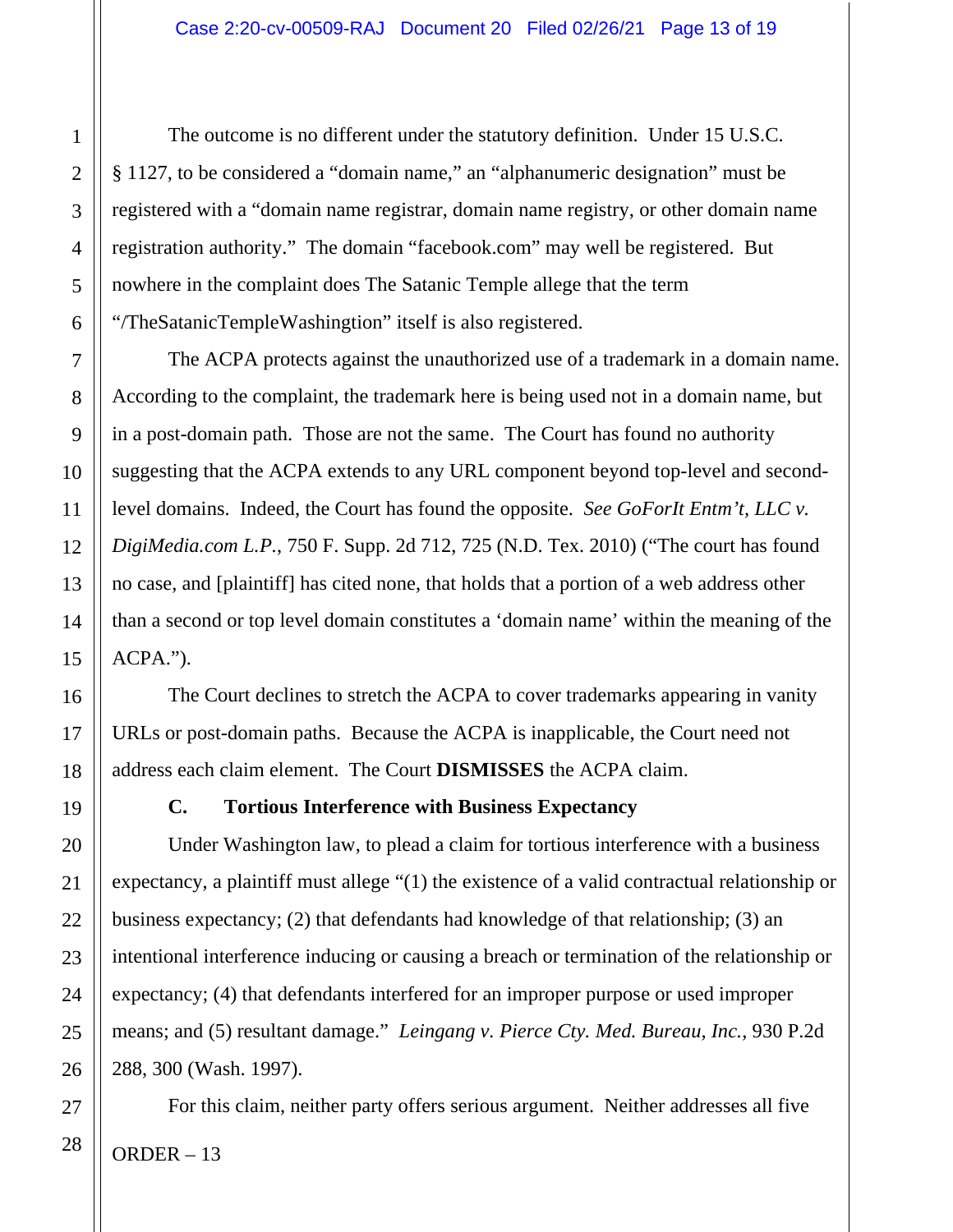The outcome is no different under the statutory definition. Under 15 U.S.C. § 1127, to be considered a "domain name," an "alphanumeric designation" must be registered with a "domain name registrar, domain name registry, or other domain name registration authority." The domain "facebook.com" may well be registered. But nowhere in the complaint does The Satanic Temple allege that the term "/TheSatanicTempleWashingtion" itself is also registered.

The ACPA protects against the unauthorized use of a trademark in a domain name. According to the complaint, the trademark here is being used not in a domain name, but in a post-domain path. Those are not the same. The Court has found no authority suggesting that the ACPA extends to any URL component beyond top-level and second-level domains. Indeed, the Court has found the opposite. *See GoForIt Entm't, LLC v. DigiMedia.com L.P.*, 750 F. Supp. 2d 712, 725 (N.D. Tex. 2010) ("The court has found no case, and [plaintiff] has cited none, that holds that a portion of a web address other than a second or top level domain constitutes a 'domain name' within the meaning of the ACPA.").

The Court declines to stretch the ACPA to cover trademarks appearing in vanity URLs or post-domain paths. Because the ACPA is inapplicable, the Court need not address each claim element. The Court **DISMISSES** the ACPA claim.

### C. Tortious Interference with Business Expectancy

Under Washington law, to plead a claim for tortious interference with a business expectancy, a plaintiff must allege "(1) the existence of a valid contractual relationship or business expectancy; (2) that defendants had knowledge of that relationship; (3) an intentional interference inducing or causing a breach or termination of the relationship or expectancy; (4) that defendants interfered for an improper purpose or used improper means; and (5) resultant damage." *Leingang v. Pierce Cty. Med. Bureau, Inc.*, 930 P.2d 288, 300 (Wash. 1997).

For this claim, neither party offers serious argument. Neither addresses all five

ORDER – 13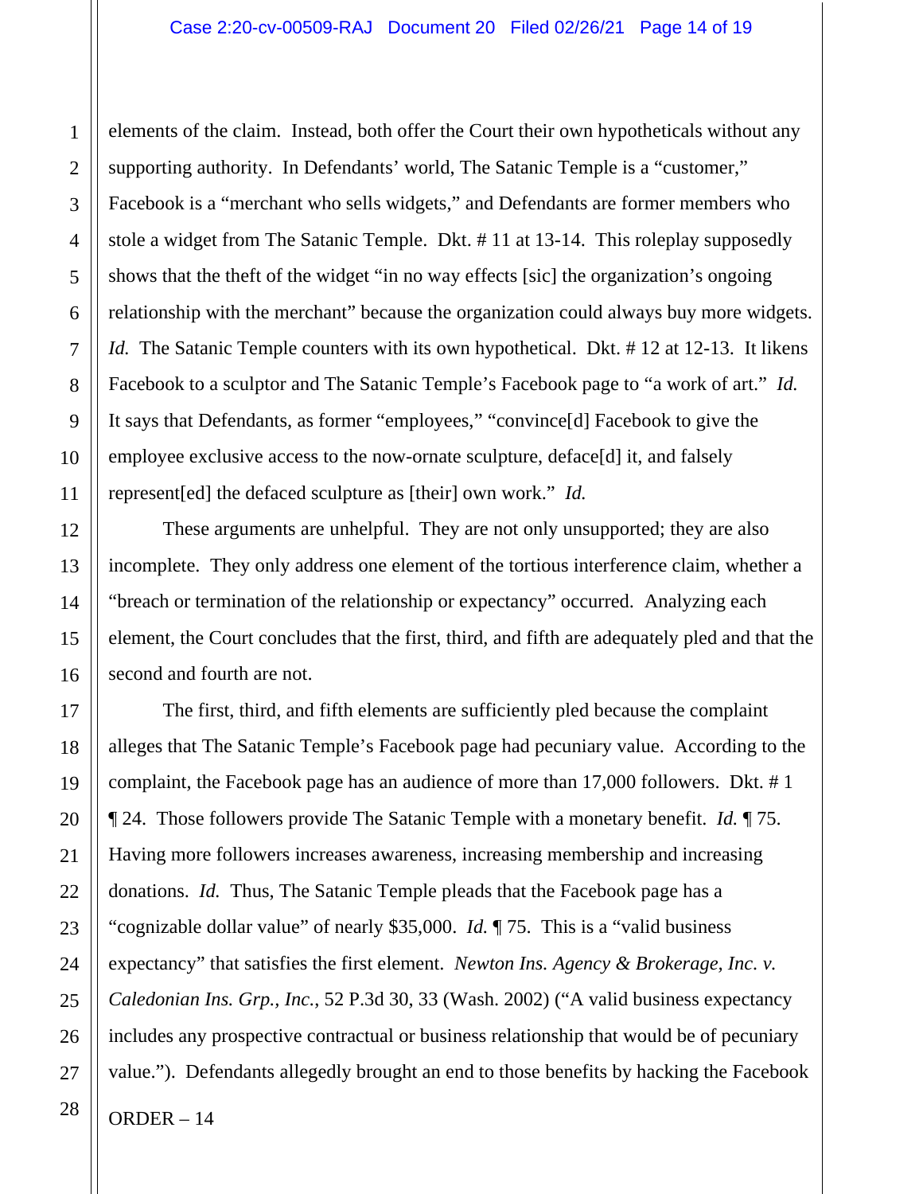elements of the claim. Instead, both offer the Court their own hypotheticals without any supporting authority. In Defendants' world, The Satanic Temple is a "customer," Facebook is a "merchant who sells widgets," and Defendants are former members who stole a widget from The Satanic Temple. Dkt. # 11 at 13-14. This roleplay supposedly shows that the theft of the widget "in no way effects [sic] the organization's ongoing relationship with the merchant" because the organization could always buy more widgets. *Id.* The Satanic Temple counters with its own hypothetical. Dkt. # 12 at 12-13. It likens Facebook to a sculptor and The Satanic Temple's Facebook page to "a work of art." *Id.* It says that Defendants, as former "employees," "convince[d] Facebook to give the employee exclusive access to the now-ornate sculpture, deface[d] it, and falsely represent[ed] the defaced sculpture as [their] own work." *Id.*

These arguments are unhelpful. They are not only unsupported; they are also incomplete. They only address one element of the tortious interference claim, whether a "breach or termination of the relationship or expectancy" occurred. Analyzing each element, the Court concludes that the first, third, and fifth are adequately pled and that the second and fourth are not.

The first, third, and fifth elements are sufficiently pled because the complaint alleges that The Satanic Temple's Facebook page had pecuniary value. According to the complaint, the Facebook page has an audience of more than 17,000 followers. Dkt. # 1 ¶ 24. Those followers provide The Satanic Temple with a monetary benefit. *Id.* ¶ 75. Having more followers increases awareness, increasing membership and increasing donations. *Id.* Thus, The Satanic Temple pleads that the Facebook page has a "cognizable dollar value" of nearly $35,000. *Id.* ¶ 75. This is a "valid business expectancy" that satisfies the first element. *Newton Ins. Agency & Brokerage, Inc. v. Caledonian Ins. Grp., Inc.*, 52 P.3d 30, 33 (Wash. 2002) ("A valid business expectancy includes any prospective contractual or business relationship that would be of pecuniary value."). Defendants allegedly brought an end to those benefits by hacking the Facebook

ORDER – 14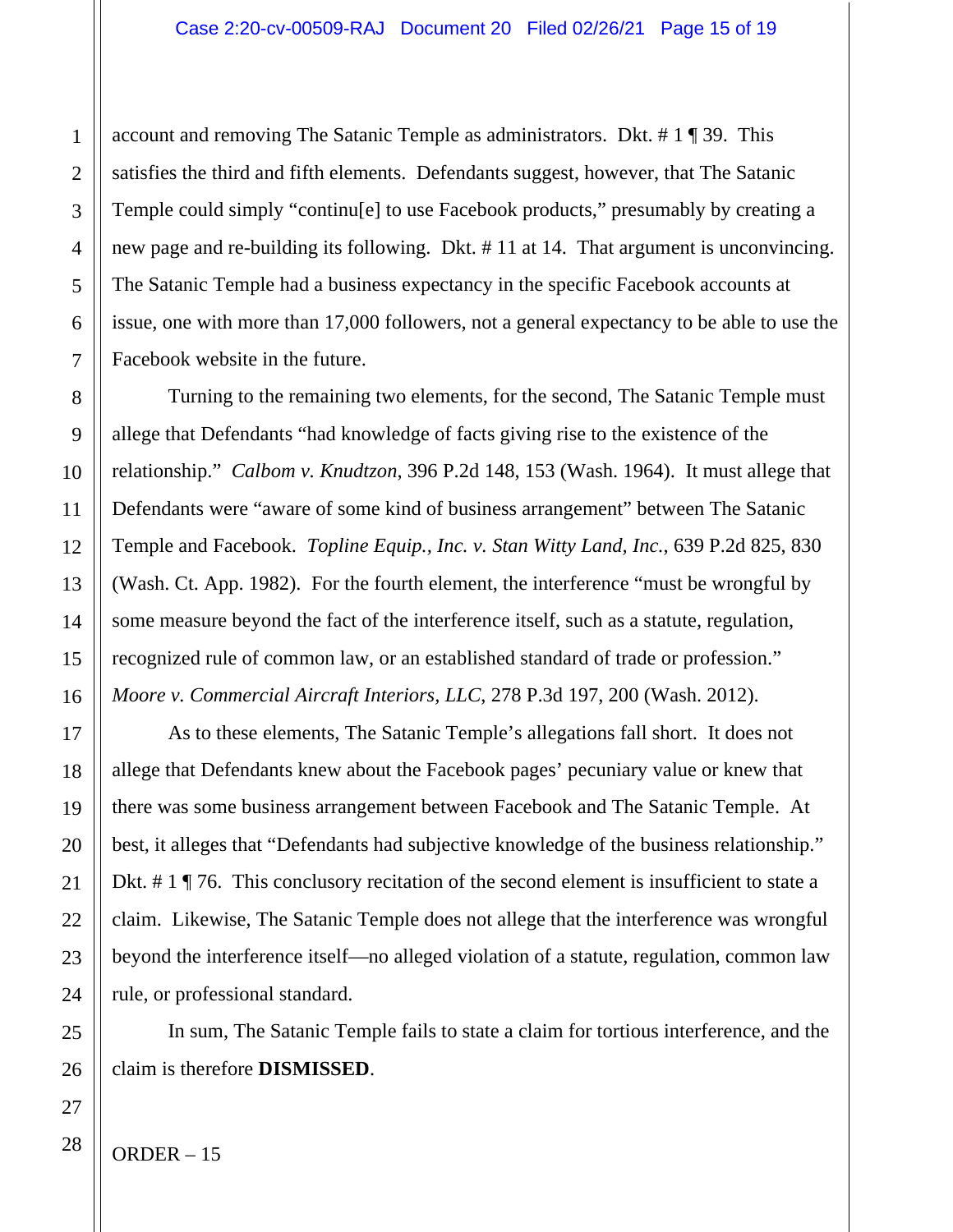account and removing The Satanic Temple as administrators. Dkt. # 1 ¶ 39. This satisfies the third and fifth elements. Defendants suggest, however, that The Satanic Temple could simply "continu[e] to use Facebook products," presumably by creating a new page and re-building its following. Dkt. # 11 at 14. That argument is unconvincing. The Satanic Temple had a business expectancy in the specific Facebook accounts at issue, one with more than 17,000 followers, not a general expectancy to be able to use the Facebook website in the future.

Turning to the remaining two elements, for the second, The Satanic Temple must allege that Defendants "had knowledge of facts giving rise to the existence of the relationship." *Calbom v. Knudtzon*, 396 P.2d 148, 153 (Wash. 1964). It must allege that Defendants were "aware of some kind of business arrangement" between The Satanic Temple and Facebook. *Topline Equip., Inc. v. Stan Witty Land, Inc.*, 639 P.2d 825, 830 (Wash. Ct. App. 1982). For the fourth element, the interference "must be wrongful by some measure beyond the fact of the interference itself, such as a statute, regulation, recognized rule of common law, or an established standard of trade or profession." *Moore v. Commercial Aircraft Interiors, LLC*, 278 P.3d 197, 200 (Wash. 2012).

As to these elements, The Satanic Temple's allegations fall short. It does not allege that Defendants knew about the Facebook pages' pecuniary value or knew that there was some business arrangement between Facebook and The Satanic Temple. At best, it alleges that "Defendants had subjective knowledge of the business relationship." Dkt. # 1 ¶ 76. This conclusory recitation of the second element is insufficient to state a claim. Likewise, The Satanic Temple does not allege that the interference was wrongful beyond the interference itself—no alleged violation of a statute, regulation, common law rule, or professional standard.

In sum, The Satanic Temple fails to state a claim for tortious interference, and the claim is therefore **DISMISSED**.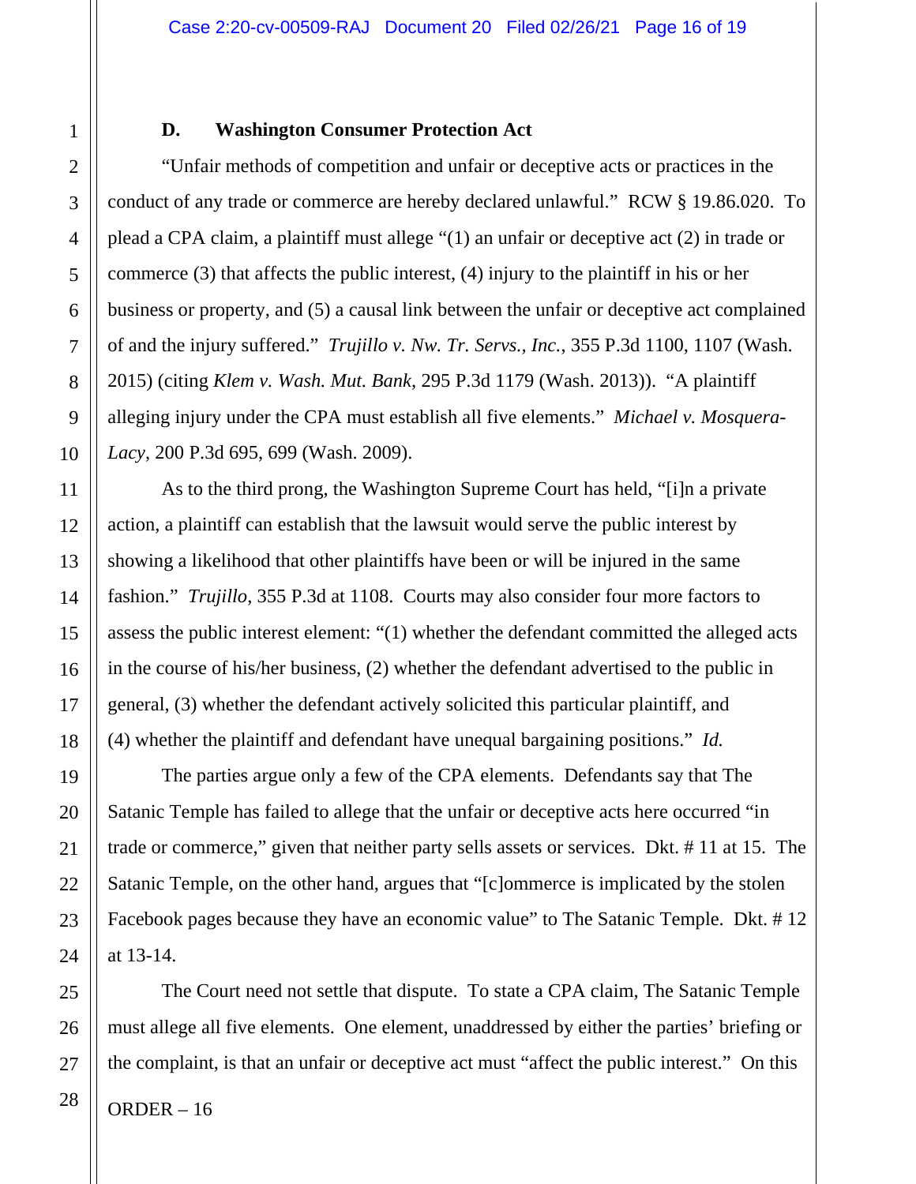### D. Washington Consumer Protection Act

"Unfair methods of competition and unfair or deceptive acts or practices in the conduct of any trade or commerce are hereby declared unlawful." RCW § 19.86.020. To plead a CPA claim, a plaintiff must allege "(1) an unfair or deceptive act (2) in trade or commerce (3) that affects the public interest, (4) injury to the plaintiff in his or her business or property, and (5) a causal link between the unfair or deceptive act complained of and the injury suffered." *Trujillo v. Nw. Tr. Servs., Inc.*, 355 P.3d 1100, 1107 (Wash. 2015) (citing *Klem v. Wash. Mut. Bank*, 295 P.3d 1179 (Wash. 2013)). "A plaintiff alleging injury under the CPA must establish all five elements." *Michael v. Mosquera-Lacy*, 200 P.3d 695, 699 (Wash. 2009).

As to the third prong, the Washington Supreme Court has held, "[i]n a private action, a plaintiff can establish that the lawsuit would serve the public interest by showing a likelihood that other plaintiffs have been or will be injured in the same fashion." *Trujillo*, 355 P.3d at 1108. Courts may also consider four more factors to assess the public interest element: "(1) whether the defendant committed the alleged acts in the course of his/her business, (2) whether the defendant advertised to the public in general, (3) whether the defendant actively solicited this particular plaintiff, and (4) whether the plaintiff and defendant have unequal bargaining positions." *Id.*

The parties argue only a few of the CPA elements. Defendants say that The Satanic Temple has failed to allege that the unfair or deceptive acts here occurred "in trade or commerce," given that neither party sells assets or services. Dkt. # 11 at 15. The Satanic Temple, on the other hand, argues that "[c]ommerce is implicated by the stolen Facebook pages because they have an economic value" to The Satanic Temple. Dkt. # 12 at 13-14.

The Court need not settle that dispute. To state a CPA claim, The Satanic Temple must allege all five elements. One element, unaddressed by either the parties' briefing or the complaint, is that an unfair or deceptive act must "affect the public interest." On this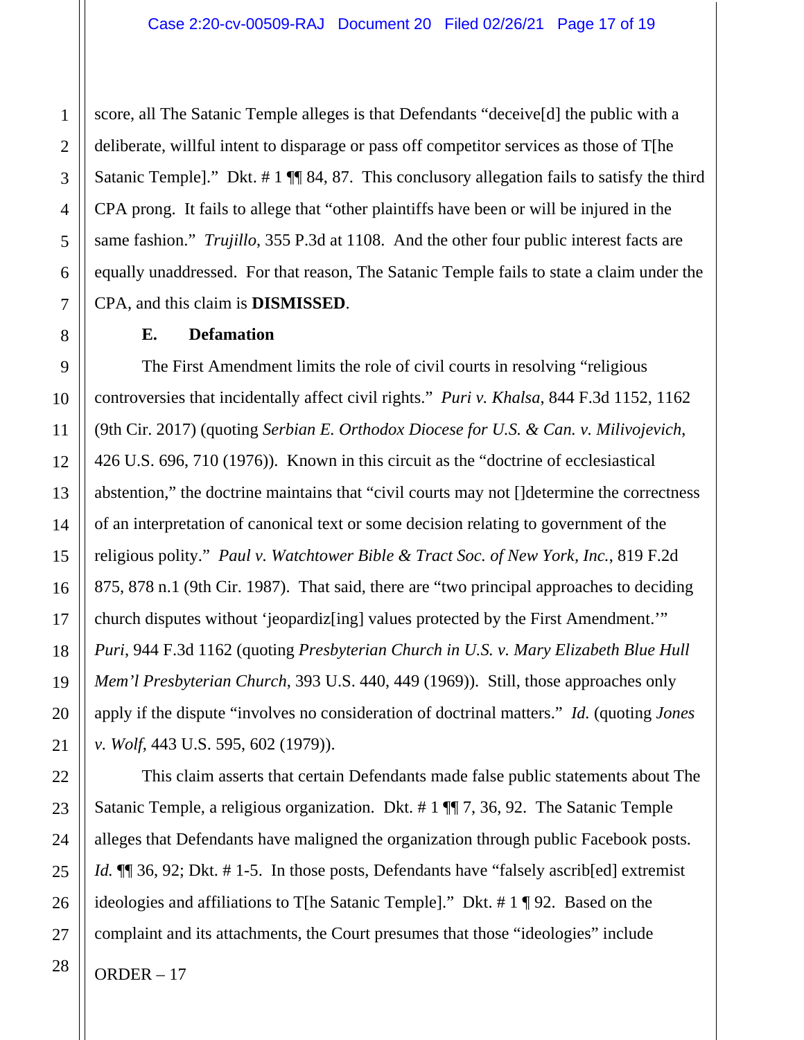score, all The Satanic Temple alleges is that Defendants "deceive[d] the public with a deliberate, willful intent to disparage or pass off competitor services as those of T[he Satanic Temple]." Dkt. # 1 ¶¶ 84, 87. This conclusory allegation fails to satisfy the third CPA prong. It fails to allege that "other plaintiffs have been or will be injured in the same fashion." *Trujillo*, 355 P.3d at 1108. And the other four public interest facts are equally unaddressed. For that reason, The Satanic Temple fails to state a claim under the CPA, and this claim is **DISMISSED**.

### E. Defamation

The First Amendment limits the role of civil courts in resolving "religious controversies that incidentally affect civil rights." *Puri v. Khalsa*, 844 F.3d 1152, 1162 (9th Cir. 2017) (quoting *Serbian E. Orthodox Diocese for U.S. & Can. v. Milivojevich*, 426 U.S. 696, 710 (1976)). Known in this circuit as the "doctrine of ecclesiastical abstention," the doctrine maintains that "civil courts may not []determine the correctness of an interpretation of canonical text or some decision relating to government of the religious polity." *Paul v. Watchtower Bible & Tract Soc. of New York, Inc.*, 819 F.2d 875, 878 n.1 (9th Cir. 1987). That said, there are "two principal approaches to deciding church disputes without 'jeopardiz[ing] values protected by the First Amendment.'" *Puri*, 944 F.3d 1162 (quoting *Presbyterian Church in U.S. v. Mary Elizabeth Blue Hull Mem'l Presbyterian Church*, 393 U.S. 440, 449 (1969)). Still, those approaches only apply if the dispute "involves no consideration of doctrinal matters." *Id.* (quoting *Jones v. Wolf*, 443 U.S. 595, 602 (1979)).

This claim asserts that certain Defendants made false public statements about The Satanic Temple, a religious organization. Dkt. # 1 ¶¶ 7, 36, 92. The Satanic Temple alleges that Defendants have maligned the organization through public Facebook posts. *Id.* ¶¶ 36, 92; Dkt. # 1-5. In those posts, Defendants have "falsely ascrib[ed] extremist ideologies and affiliations to T[he Satanic Temple]." Dkt. # 1 ¶ 92. Based on the complaint and its attachments, the Court presumes that those "ideologies" include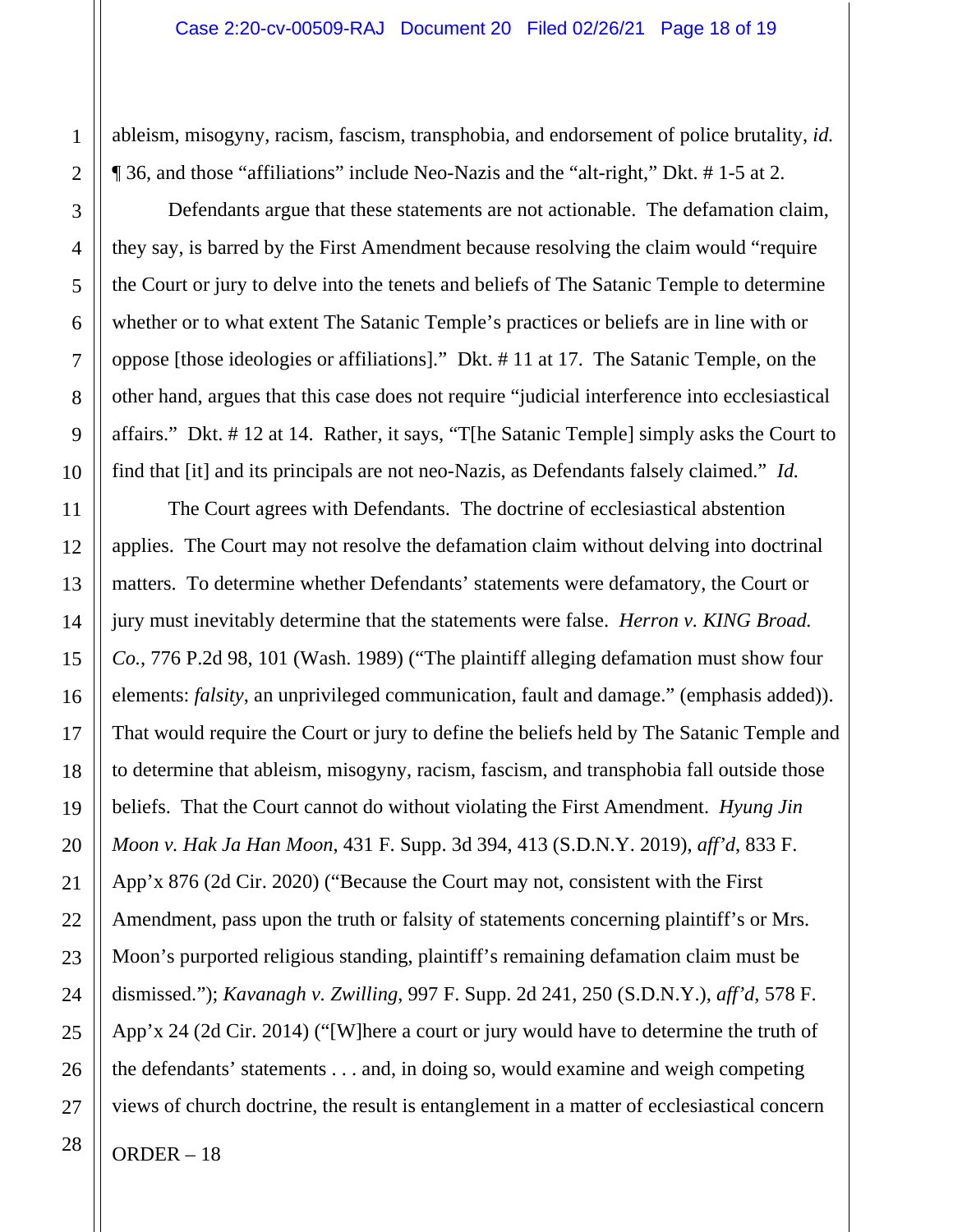ableism, misogyny, racism, fascism, transphobia, and endorsement of police brutality, *id.* ¶ 36, and those "affiliations" include Neo-Nazis and the "alt-right," Dkt. # 1-5 at 2.

Defendants argue that these statements are not actionable. The defamation claim, they say, is barred by the First Amendment because resolving the claim would "require the Court or jury to delve into the tenets and beliefs of The Satanic Temple to determine whether or to what extent The Satanic Temple's practices or beliefs are in line with or oppose [those ideologies or affiliations]." Dkt. # 11 at 17. The Satanic Temple, on the other hand, argues that this case does not require "judicial interference into ecclesiastical affairs." Dkt. # 12 at 14. Rather, it says, "T[he Satanic Temple] simply asks the Court to find that [it] and its principals are not neo-Nazis, as Defendants falsely claimed." *Id.*

The Court agrees with Defendants. The doctrine of ecclesiastical abstention applies. The Court may not resolve the defamation claim without delving into doctrinal matters. To determine whether Defendants' statements were defamatory, the Court or jury must inevitably determine that the statements were false. *Herron v. KING Broad. Co.*, 776 P.2d 98, 101 (Wash. 1989) ("The plaintiff alleging defamation must show four elements: *falsity*, an unprivileged communication, fault and damage." (emphasis added)). That would require the Court or jury to define the beliefs held by The Satanic Temple and to determine that ableism, misogyny, racism, fascism, and transphobia fall outside those beliefs. That the Court cannot do without violating the First Amendment. *Hyung Jin Moon v. Hak Ja Han Moon*, 431 F. Supp. 3d 394, 413 (S.D.N.Y. 2019), *aff'd*, 833 F. App'x 876 (2d Cir. 2020) ("Because the Court may not, consistent with the First Amendment, pass upon the truth or falsity of statements concerning plaintiff's or Mrs. Moon's purported religious standing, plaintiff's remaining defamation claim must be dismissed."); *Kavanagh v. Zwilling*, 997 F. Supp. 2d 241, 250 (S.D.N.Y.), *aff'd*, 578 F. App'x 24 (2d Cir. 2014) ("[W]here a court or jury would have to determine the truth of the defendants' statements . . . and, in doing so, would examine and weigh competing views of church doctrine, the result is entanglement in a matter of ecclesiastical concern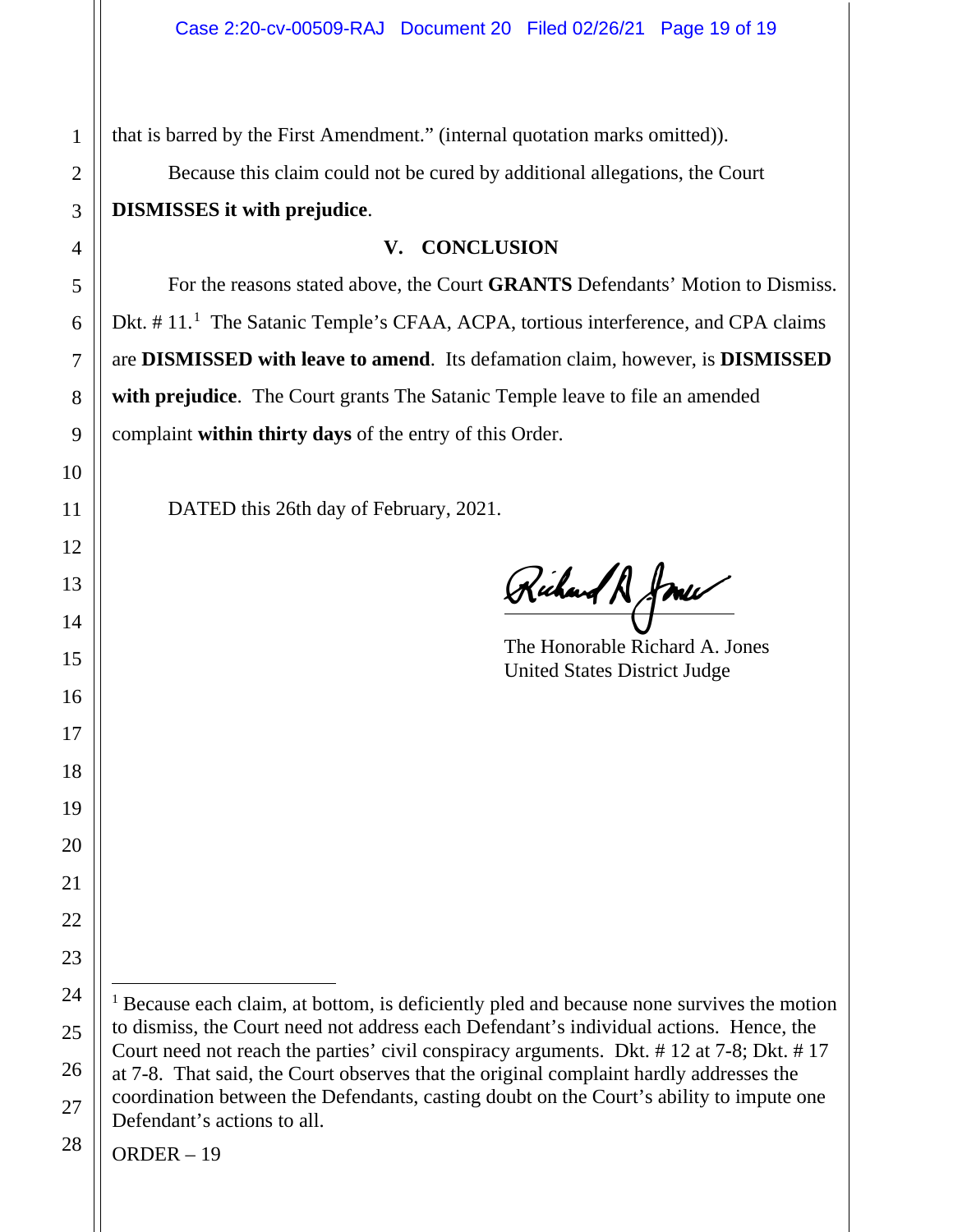that is barred by the First Amendment." (internal quotation marks omitted)).

Because this claim could not be cured by additional allegations, the Court **DISMISSES it with prejudice**.

## V. CONCLUSION

For the reasons stated above, the Court **GRANTS** Defendants' Motion to Dismiss. Dkt. # 11.[1] The Satanic Temple's CFAA, ACPA, tortious interference, and CPA claims are **DISMISSED with leave to amend**. Its defamation claim, however, is **DISMISSED with prejudice**. The Court grants The Satanic Temple leave to file an amended complaint **within thirty days** of the entry of this Order.

DATED this 26th day of February, 2021.

The Honorable Richard A. Jones
United States District Judge

---

[1] Because each claim, at bottom, is deficiently pled and because none survives the motion to dismiss, the Court need not address each Defendant's individual actions. Hence, the Court need not reach the parties' civil conspiracy arguments. Dkt. # 12 at 7-8; Dkt. # 17 at 7-8. That said, the Court observes that the original complaint hardly addresses the coordination between the Defendants, casting doubt on the Court's ability to impute one Defendant's actions to all.